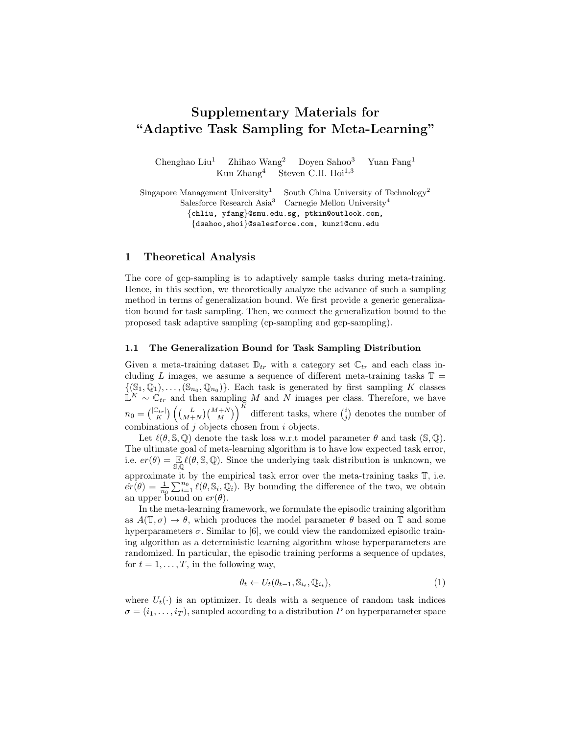# Supplementary Materials for "Adaptive Task Sampling for Meta-Learning"

Chenghao Liu[1] Zhihao Wang[2] Doyen Sahoo[3] Yuan Fang[1]
Kun Zhang[4] Steven C.H. Hoi[1,3]

Singapore Management University[1] South China University of Technology[2]
Salesforce Research Asia[3] Carnegie Mellon University[4]
{chliu, yfang}@smu.edu.sg, ptkin@outlook.com,
{dsahoo,shoi}@salesforce.com, kunz1@cmu.edu

## 1 Theoretical Analysis

The core of gcp-sampling is to adaptively sample tasks during meta-training. Hence, in this section, we theoretically analyze the advance of such a sampling method in terms of generalization bound. We first provide a generic generalization bound for task sampling. Then, we connect the generalization bound to the proposed task adaptive sampling (cp-sampling and gcp-sampling).

### 1.1 The Generalization Bound for Task Sampling Distribution

Given a meta-training dataset $\mathbb{D}_{tr}$ with a category set $\mathbb{C}_{tr}$ and each class including $L$ images, we assume a sequence of different meta-training tasks $\mathbb{T} = \{(\mathbb{S}_1, \mathbb{Q}_1), \ldots, (\mathbb{S}_{n_0}, \mathbb{Q}_{n_0})\}$. Each task is generated by first sampling $K$ classes $\mathbb{L}^K \sim \mathbb{C}_{tr}$ and then sampling $M$ and $N$ images per class. Therefore, we have $n_0 = \binom{|\mathbb{C}_{tr}|}{K}\left(\binom{L}{M+N}\binom{M+N}{M}\right)^K$ different tasks, where $\binom{i}{j}$ denotes the number of combinations of $j$ objects chosen from $i$ objects.

Let $\ell(\theta, \mathbb{S}, \mathbb{Q})$ denote the task loss w.r.t model parameter $\theta$ and task $(\mathbb{S}, \mathbb{Q})$. The ultimate goal of meta-learning algorithm is to have low expected task error, i.e. $er(\theta) = \mathbb{E}_{\mathbb{S},\mathbb{Q}} \ell(\theta, \mathbb{S}, \mathbb{Q})$. Since the underlying task distribution is unknown, we approximate it by the empirical task error over the meta-training tasks $\mathbb{T}$, i.e. $\hat{er}(\theta) = \frac{1}{n_0}\sum_{i=1}^{n_0} \ell(\theta, \mathbb{S}_i, \mathbb{Q}_i)$. By bounding the difference of the two, we obtain an upper bound on $er(\theta)$.

In the meta-learning framework, we formulate the episodic training algorithm as $A(\mathbb{T}, \sigma) \to \theta$, which produces the model parameter $\theta$ based on $\mathbb{T}$ and some hyperparameters $\sigma$. Similar to [6], we could view the randomized episodic training algorithm as a deterministic learning algorithm whose hyperparameters are randomized. In particular, the episodic training performs a sequence of updates, for $t = 1, \ldots, T$, in the following way,

$$\theta_t \leftarrow U_t(\theta_{t-1}, \mathbb{S}_{i_t}, \mathbb{Q}_{i_t}), \tag{1}$$

where $U_t(\cdot)$ is an optimizer. It deals with a sequence of random task indices $\sigma = (i_1, \ldots, i_T)$, sampled according to a distribution $P$ on hyperparameter space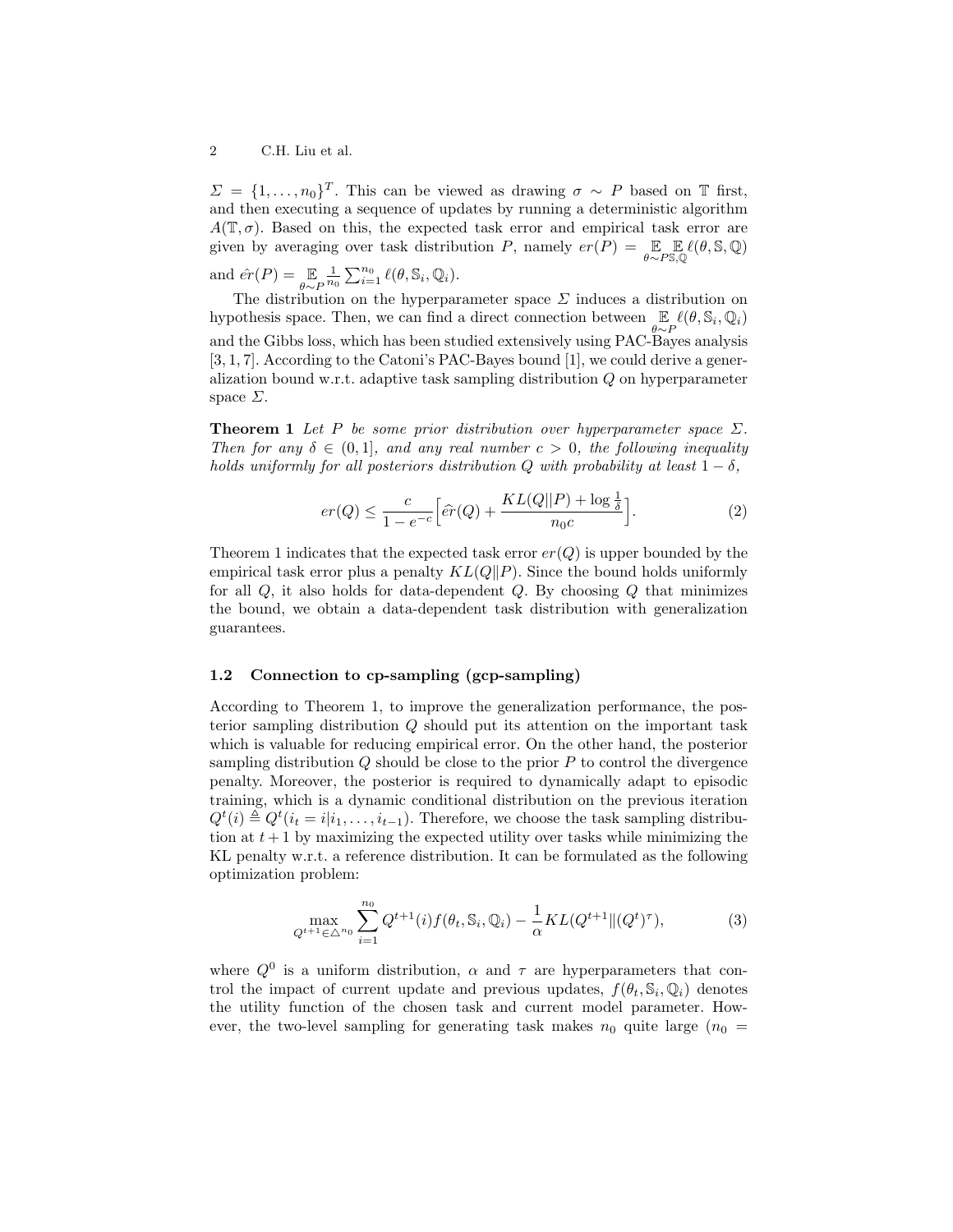$\Sigma = \{1, \ldots, n_0\}^T$. This can be viewed as drawing $\sigma \sim P$ based on $\mathbb{T}$ first, and then executing a sequence of updates by running a deterministic algorithm $A(\mathbb{T}, \sigma)$. Based on this, the expected task error and empirical task error are given by averaging over task distribution $P$, namely $er(P) = \mathop{\mathbb{E}}_{\theta \sim P} \mathop{\mathbb{E}}_{\mathbb{S},\mathbb{Q}} \ell(\theta, \mathbb{S}, \mathbb{Q})$ and $\hat{er}(P) = \mathop{\mathbb{E}}_{\theta \sim P} \frac{1}{n_0} \sum_{i=1}^{n_0} \ell(\theta, \mathbb{S}_i, \mathbb{Q}_i)$.

The distribution on the hyperparameter space $\Sigma$ induces a distribution on hypothesis space. Then, we can find a direct connection between $\mathop{\mathbb{E}}_{\theta \sim P} \ell(\theta, \mathbb{S}_i, \mathbb{Q}_i)$ and the Gibbs loss, which has been studied extensively using PAC-Bayes analysis [3, 1, 7]. According to the Catoni's PAC-Bayes bound [1], we could derive a generalization bound w.r.t. adaptive task sampling distribution $Q$ on hyperparameter space $\Sigma$.

**Theorem 1** *Let $P$ be some prior distribution over hyperparameter space $\Sigma$. Then for any $\delta \in (0, 1]$, and any real number $c > 0$, the following inequality holds uniformly for all posteriors distribution $Q$ with probability at least $1 - \delta$,*

$$er(Q) \leq \frac{c}{1 - e^{-c}} \Big[ \widehat{er}(Q) + \frac{KL(Q \| P) + \log \frac{1}{\delta}}{n_0 c} \Big]. \tag{2}$$

Theorem 1 indicates that the expected task error $er(Q)$ is upper bounded by the empirical task error plus a penalty $KL(Q \| P)$. Since the bound holds uniformly for all $Q$, it also holds for data-dependent $Q$. By choosing $Q$ that minimizes the bound, we obtain a data-dependent task distribution with generalization guarantees.

### 1.2 Connection to cp-sampling (gcp-sampling)

According to Theorem 1, to improve the generalization performance, the posterior sampling distribution $Q$ should put its attention on the important task which is valuable for reducing empirical error. On the other hand, the posterior sampling distribution $Q$ should be close to the prior $P$ to control the divergence penalty. Moreover, the posterior is required to dynamically adapt to episodic training, which is a dynamic conditional distribution on the previous iteration $Q^t(i) \triangleq Q^t(i_t = i | i_1, \ldots, i_{t-1})$. Therefore, we choose the task sampling distribution at $t + 1$ by maximizing the expected utility over tasks while minimizing the KL penalty w.r.t. a reference distribution. It can be formulated as the following optimization problem:

$$\max_{Q^{t+1} \in \triangle^{n_0}} \sum_{i=1}^{n_0} Q^{t+1}(i) f(\theta_t, \mathbb{S}_i, \mathbb{Q}_i) - \frac{1}{\alpha} KL(Q^{t+1} \| (Q^t)^\tau), \tag{3}$$

where $Q^0$ is a uniform distribution, $\alpha$ and $\tau$ are hyperparameters that control the impact of current update and previous updates, $f(\theta_t, \mathbb{S}_i, \mathbb{Q}_i)$ denotes the utility function of the chosen task and current model parameter. However, the two-level sampling for generating task makes $n_0$ quite large ($n_0 =$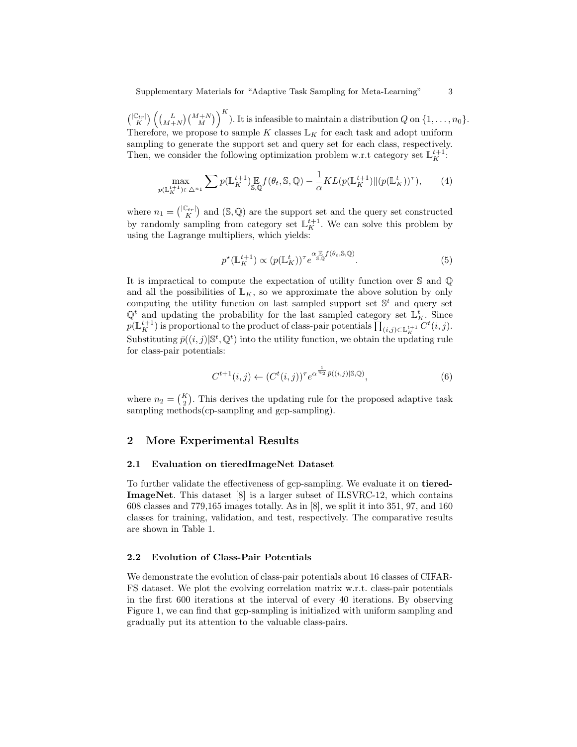$\binom{|\mathbb{C}_{tr}|}{K}\left(\binom{L}{M+N}\binom{M+N}{M}\right)^K$). It is infeasible to maintain a distribution $Q$ on $\{1,\ldots,n_0\}$. Therefore, we propose to sample $K$ classes $\mathbb{L}_K$ for each task and adopt uniform sampling to generate the support set and query set for each class, respectively. Then, we consider the following optimization problem w.r.t category set $\mathbb{L}_K^{t+1}$:

$$\max_{p(\mathbb{L}_K^{t+1})\in\triangle^{n_1}} \sum p(\mathbb{L}_K^{t+1}) \mathop{\mathbb{E}}_{\mathbb{S},\mathbb{Q}} f(\theta_t,\mathbb{S},\mathbb{Q}) - \frac{1}{\alpha} KL(p(\mathbb{L}_K^{t+1}) \| (p(\mathbb{L}_K^{t}))^\tau), \tag{4}$$

where $n_1 = \binom{|\mathbb{C}_{tr}|}{K}$ and $(\mathbb{S},\mathbb{Q})$ are the support set and the query set constructed by randomly sampling from category set $\mathbb{L}_K^{t+1}$. We can solve this problem by using the Lagrange multipliers, which yields:

$$p^\star(\mathbb{L}_K^{t+1}) \propto (p(\mathbb{L}_K^{t}))^\tau e^{\alpha \mathop{\mathbb{E}}_{\mathbb{S},\mathbb{Q}} f(\theta_t,\mathbb{S},\mathbb{Q})}. \tag{5}$$

It is impractical to compute the expectation of utility function over $\mathbb{S}$ and $\mathbb{Q}$ and all the possibilities of $\mathbb{L}_K$, so we approximate the above solution by only computing the utility function on last sampled support set $\mathbb{S}^t$ and query set $\mathbb{Q}^t$ and updating the probability for the last sampled category set $\mathbb{L}_K^t$. Since $p(\mathbb{L}_K^{t+1})$ is proportional to the product of class-pair potentials $\prod_{(i,j)\subset\mathbb{L}_K^{t+1}} C^t(i,j)$. Substituting $\bar{p}((i,j)|\mathbb{S}^t,\mathbb{Q}^t)$ into the utility function, we obtain the updating rule for class-pair potentials:

$$C^{t+1}(i,j) \leftarrow (C^t(i,j))^\tau e^{\alpha \frac{1}{n_2} \bar{p}((i,j)|\mathbb{S},\mathbb{Q})}, \tag{6}$$

where $n_2 = \binom{K}{2}$. This derives the updating rule for the proposed adaptive task sampling methods(cp-sampling and gcp-sampling).

## 2 More Experimental Results

### 2.1 Evaluation on tieredImageNet Dataset

To further validate the effectiveness of gcp-sampling. We evaluate it on **tiered-ImageNet**. This dataset [8] is a larger subset of ILSVRC-12, which contains 608 classes and 779,165 images totally. As in [8], we split it into 351, 97, and 160 classes for training, validation, and test, respectively. The comparative results are shown in Table 1.

### 2.2 Evolution of Class-Pair Potentials

We demonstrate the evolution of class-pair potentials about 16 classes of CIFAR-FS dataset. We plot the evolving correlation matrix w.r.t. class-pair potentials in the first 600 iterations at the interval of every 40 iterations. By observing Figure 1, we can find that gcp-sampling is initialized with uniform sampling and gradually put its attention to the valuable class-pairs.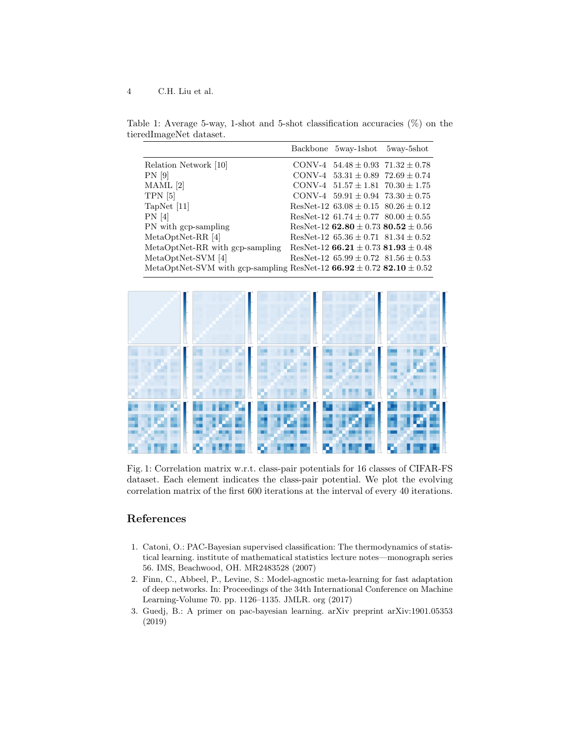Table 1: Average 5-way, 1-shot and 5-shot classification accuracies (%) on the tieredImageNet dataset.

| | Backbone | 5way-1shot | 5way-5shot |
|---|---|---|---|
| Relation Network [10] | CONV-4 | $54.48 \pm 0.93$ | $71.32 \pm 0.78$ |
| PN [9] | CONV-4 | $53.31 \pm 0.89$ | $72.69 \pm 0.74$ |
| MAML [2] | CONV-4 | $51.57 \pm 1.81$ | $70.30 \pm 1.75$ |
| TPN [5] | CONV-4 | $59.91 \pm 0.94$ | $73.30 \pm 0.75$ |
| TapNet [11] | ResNet-12 | $63.08 \pm 0.15$ | $80.26 \pm 0.12$ |
| PN [4] | ResNet-12 | $61.74 \pm 0.77$ | $80.00 \pm 0.55$ |
| PN with gcp-sampling | ResNet-12 | $\mathbf{62.80} \pm 0.73$ | $\mathbf{80.52} \pm 0.56$ |
| MetaOptNet-RR [4] | ResNet-12 | $65.36 \pm 0.71$ | $81.34 \pm 0.52$ |
| MetaOptNet-RR with gcp-sampling | ResNet-12 | $\mathbf{66.21} \pm 0.73$ | $\mathbf{81.93} \pm 0.48$ |
| MetaOptNet-SVM [4] | ResNet-12 | $65.99 \pm 0.72$ | $81.56 \pm 0.53$ |
| MetaOptNet-SVM with gcp-sampling | ResNet-12 | $\mathbf{66.92} \pm 0.72$ | $\mathbf{82.10} \pm 0.52$ |

Fig. 1: Correlation matrix w.r.t. class-pair potentials for 16 classes of CIFAR-FS dataset. Each element indicates the class-pair potential. We plot the evolving correlation matrix of the first 600 iterations at the interval of every 40 iterations.

## References

1. Catoni, O.: PAC-Bayesian supervised classification: The thermodynamics of statistical learning. institute of mathematical statistics lecture notes—monograph series 56. IMS, Beachwood, OH. MR2483528 (2007)
2. Finn, C., Abbeel, P., Levine, S.: Model-agnostic meta-learning for fast adaptation of deep networks. In: Proceedings of the 34th International Conference on Machine Learning-Volume 70. pp. 1126–1135. JMLR. org (2017)
3. Guedj, B.: A primer on pac-bayesian learning. arXiv preprint arXiv:1901.05353 (2019)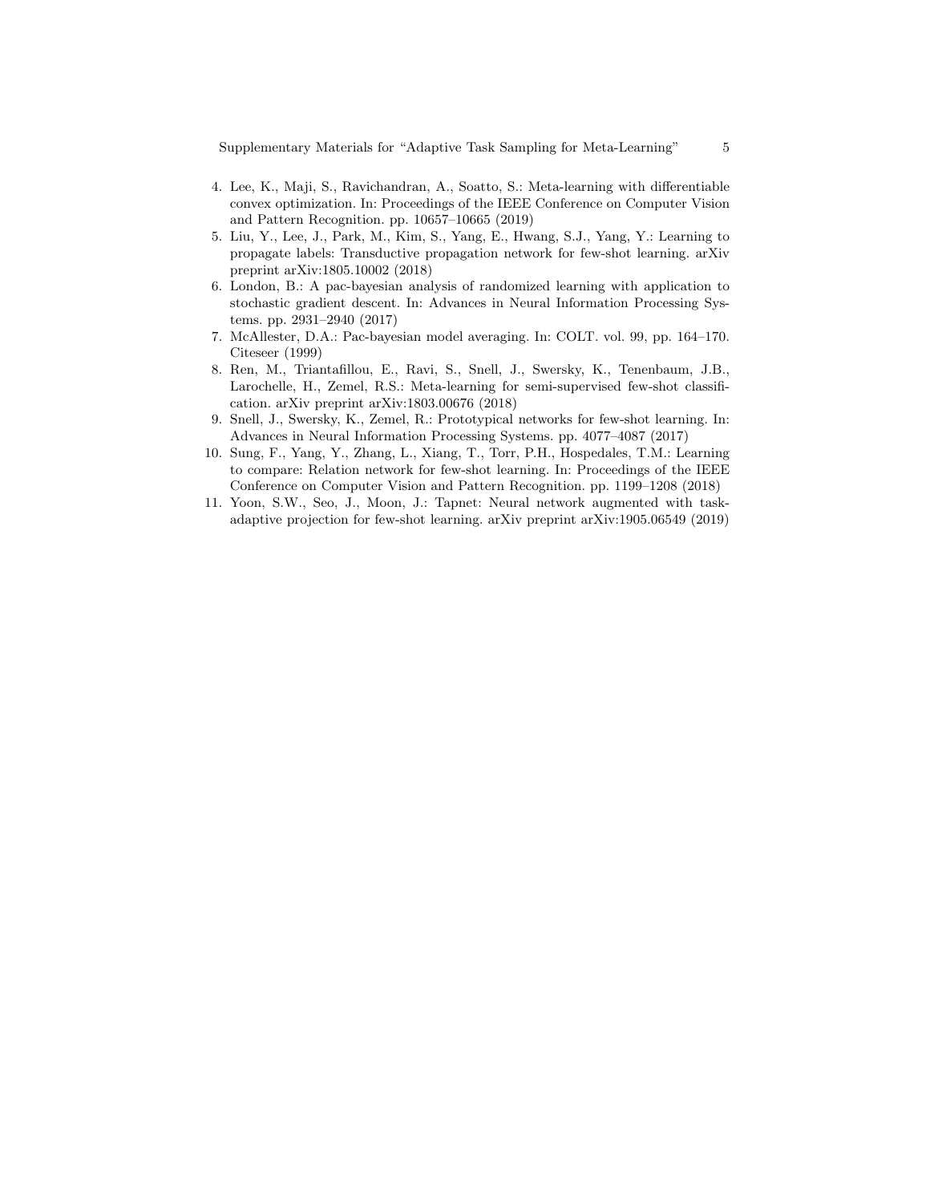4. Lee, K., Maji, S., Ravichandran, A., Soatto, S.: Meta-learning with differentiable convex optimization. In: Proceedings of the IEEE Conference on Computer Vision and Pattern Recognition. pp. 10657–10665 (2019)
5. Liu, Y., Lee, J., Park, M., Kim, S., Yang, E., Hwang, S.J., Yang, Y.: Learning to propagate labels: Transductive propagation network for few-shot learning. arXiv preprint arXiv:1805.10002 (2018)
6. London, B.: A pac-bayesian analysis of randomized learning with application to stochastic gradient descent. In: Advances in Neural Information Processing Systems. pp. 2931–2940 (2017)
7. McAllester, D.A.: Pac-bayesian model averaging. In: COLT. vol. 99, pp. 164–170. Citeseer (1999)
8. Ren, M., Triantafillou, E., Ravi, S., Snell, J., Swersky, K., Tenenbaum, J.B., Larochelle, H., Zemel, R.S.: Meta-learning for semi-supervised few-shot classification. arXiv preprint arXiv:1803.00676 (2018)
9. Snell, J., Swersky, K., Zemel, R.: Prototypical networks for few-shot learning. In: Advances in Neural Information Processing Systems. pp. 4077–4087 (2017)
10. Sung, F., Yang, Y., Zhang, L., Xiang, T., Torr, P.H., Hospedales, T.M.: Learning to compare: Relation network for few-shot learning. In: Proceedings of the IEEE Conference on Computer Vision and Pattern Recognition. pp. 1199–1208 (2018)
11. Yoon, S.W., Seo, J., Moon, J.: Tapnet: Neural network augmented with task-adaptive projection for few-shot learning. arXiv preprint arXiv:1905.06549 (2019)